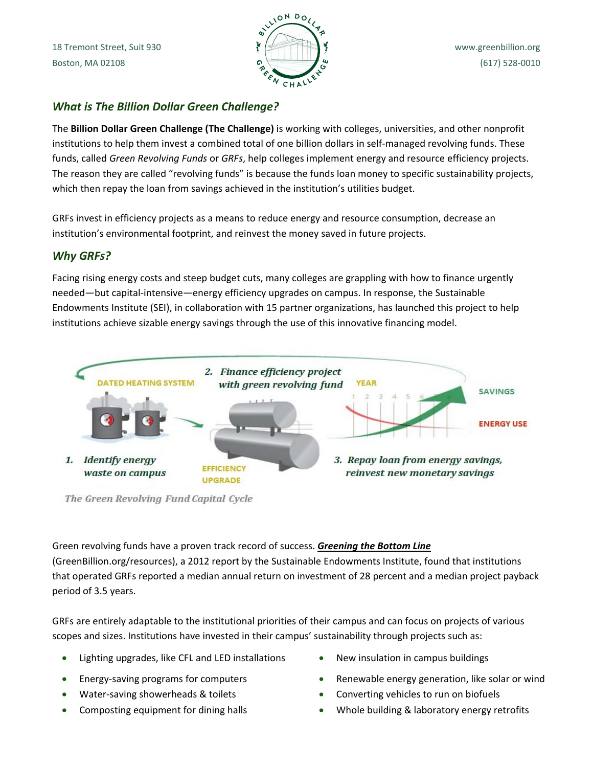18 Tremont Street, Suit 930
Boston, MA 02108

www.greenbillion.org
(617) 528-0010

## *What is The Billion Dollar Green Challenge?*

The **Billion Dollar Green Challenge (The Challenge)** is working with colleges, universities, and other nonprofit institutions to help them invest a combined total of one billion dollars in self-managed revolving funds. These funds, called *Green Revolving Funds* or *GRFs*, help colleges implement energy and resource efficiency projects. The reason they are called "revolving funds" is because the funds loan money to specific sustainability projects, which then repay the loan from savings achieved in the institution's utilities budget.

GRFs invest in efficiency projects as a means to reduce energy and resource consumption, decrease an institution's environmental footprint, and reinvest the money saved in future projects.

## *Why GRFs?*

Facing rising energy costs and steep budget cuts, many colleges are grappling with how to finance urgently needed—but capital-intensive—energy efficiency upgrades on campus. In response, the Sustainable Endowments Institute (SEI), in collaboration with 15 partner organizations, has launched this project to help institutions achieve sizable energy savings through the use of this innovative financing model.

DATED HEATING SYSTEM — 1. *Identify energy waste on campus*

2. *Finance efficiency project with green revolving fund* — EFFICIENCY UPGRADE

YEAR 1 2 3 4 5 6 — SAVINGS — ENERGY USE — 3. *Repay loan from energy savings, reinvest new monetary savings*

*The Green Revolving Fund Capital Cycle*

Green revolving funds have a proven track record of success. ***Greening the Bottom Line*** (GreenBillion.org/resources), a 2012 report by the Sustainable Endowments Institute, found that institutions that operated GRFs reported a median annual return on investment of 28 percent and a median project payback period of 3.5 years.

GRFs are entirely adaptable to the institutional priorities of their campus and can focus on projects of various scopes and sizes. Institutions have invested in their campus' sustainability through projects such as:

- Lighting upgrades, like CFL and LED installations
- Energy-saving programs for computers
- Water-saving showerheads & toilets
- Composting equipment for dining halls
- New insulation in campus buildings
- Renewable energy generation, like solar or wind
- Converting vehicles to run on biofuels
- Whole building & laboratory energy retrofits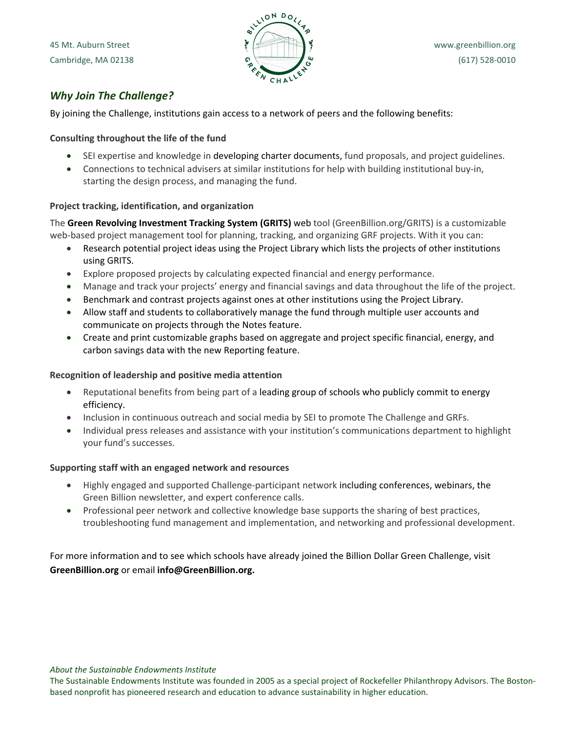45 Mt. Auburn Street
Cambridge, MA 02138

www.greenbillion.org
(617) 528-0010

## *Why Join The Challenge?*

By joining the Challenge, institutions gain access to a network of peers and the following benefits:

**Consulting throughout the life of the fund**

- SEI expertise and knowledge in developing charter documents, fund proposals, and project guidelines.
- Connections to technical advisers at similar institutions for help with building institutional buy-in, starting the design process, and managing the fund.

**Project tracking, identification, and organization**

The **Green Revolving Investment Tracking System (GRITS)** web tool (GreenBillion.org/GRITS) is a customizable web-based project management tool for planning, tracking, and organizing GRF projects. With it you can:

- Research potential project ideas using the Project Library which lists the projects of other institutions using GRITS.
- Explore proposed projects by calculating expected financial and energy performance.
- Manage and track your projects' energy and financial savings and data throughout the life of the project.
- Benchmark and contrast projects against ones at other institutions using the Project Library.
- Allow staff and students to collaboratively manage the fund through multiple user accounts and communicate on projects through the Notes feature.
- Create and print customizable graphs based on aggregate and project specific financial, energy, and carbon savings data with the new Reporting feature.

**Recognition of leadership and positive media attention**

- Reputational benefits from being part of a leading group of schools who publicly commit to energy efficiency.
- Inclusion in continuous outreach and social media by SEI to promote The Challenge and GRFs.
- Individual press releases and assistance with your institution's communications department to highlight your fund's successes.

**Supporting staff with an engaged network and resources**

- Highly engaged and supported Challenge-participant network including conferences, webinars, the Green Billion newsletter, and expert conference calls.
- Professional peer network and collective knowledge base supports the sharing of best practices, troubleshooting fund management and implementation, and networking and professional development.

For more information and to see which schools have already joined the Billion Dollar Green Challenge, visit **GreenBillion.org** or email **info@GreenBillion.org.**

*About the Sustainable Endowments Institute*

The Sustainable Endowments Institute was founded in 2005 as a special project of Rockefeller Philanthropy Advisors. The Boston-based nonprofit has pioneered research and education to advance sustainability in higher education.